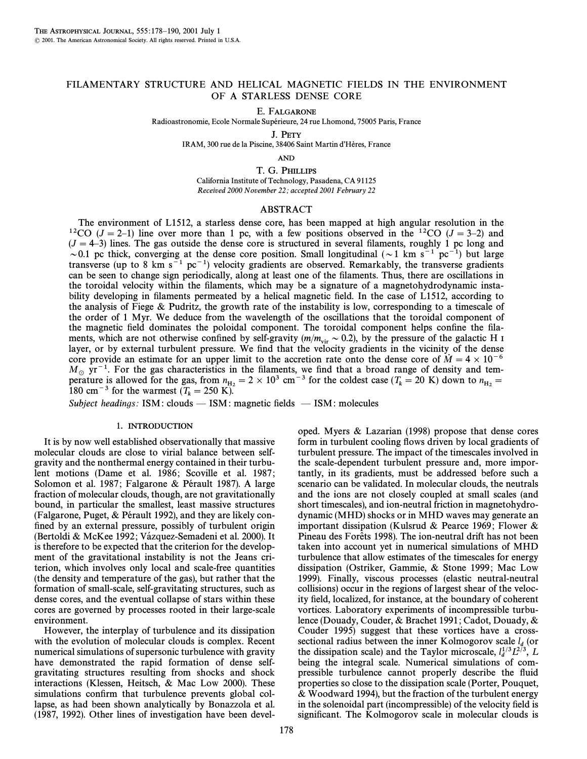# FILAMENTARY STRUCTURE AND HELICAL MAGNETIC FIELDS IN THE ENVIRONMENT OF A STARLESS DENSE CORE

E. FALGARONE

Radioastronomie, Ecole Normale Supérieure, 24 rue Lhomond, 75005 Paris, France

J. PETY

IRAM, 300 rue de la Piscine, 38406 Saint Martin d'Hères, France

AND

T. G. PHILLIPS

California Institute of Technology, Pasadena, CA 91125

*Received 2000 November 22; accepted 2001 February 22*

## ABSTRACT

The environment of L1512, a starless dense core, has been mapped at high angular resolution in the $^{12}$CO ($J = 2$–1) line over more than 1 pc, with a few positions observed in the $^{12}$CO ($J = 3$–2) and ($J = 4$–3) lines. The gas outside the dense core is structured in several filaments, roughly 1 pc long and $\sim$0.1 pc thick, converging at the dense core position. Small longitudinal ($\sim$1 km s$^{-1}$ pc$^{-1}$) but large transverse (up to 8 km s$^{-1}$ pc$^{-1}$) velocity gradients are observed. Remarkably, the transverse gradients can be seen to change sign periodically, along at least one of the filaments. Thus, there are oscillations in the toroidal velocity within the filaments, which may be a signature of a magnetohydrodynamic instability developing in filaments permeated by a helical magnetic field. In the case of L1512, according to the analysis of Fiege & Pudritz, the growth rate of the instability is low, corresponding to a timescale of the order of 1 Myr. We deduce from the wavelength of the oscillations that the toroidal component of the magnetic field dominates the poloidal component. The toroidal component helps confine the filaments, which are not otherwise confined by self-gravity ($m/m_{\rm vir} \sim 0.2$), by the pressure of the galactic H I layer, or by external turbulent pressure. We find that the velocity gradients in the vicinity of the dense core provide an estimate for an upper limit to the accretion rate onto the dense core of $\dot{M} = 4 \times 10^{-6}$ $M_\odot$ yr$^{-1}$. For the gas characteristics in the filaments, we find that a broad range of density and temperature is allowed for the gas, from $n_{\rm H_2} = 2 \times 10^3$ cm$^{-3}$ for the coldest case ($T_k = 20$ K) down to $n_{\rm H_2} =$ 180 cm$^{-3}$ for the warmest ($T_k = 250$ K).

*Subject headings:* ISM: clouds — ISM: magnetic fields — ISM: molecules

## 1. INTRODUCTION

It is by now well established observationally that massive molecular clouds are close to virial balance between self-gravity and the nonthermal energy contained in their turbulent motions (Dame et al. 1986; Scoville et al. 1987; Solomon et al. 1987; Falgarone & Pérault 1987). A large fraction of molecular clouds, though, are not gravitationally bound, in particular the smallest, least massive structures (Falgarone, Puget, & Pérault 1992), and they are likely confined by an external pressure, possibly of turbulent origin (Bertoldi & McKee 1992; Vázquez-Semadeni et al. 2000). It is therefore to be expected that the criterion for the development of the gravitational instability is not the Jeans criterion, which involves only local and scale-free quantities (the density and temperature of the gas), but rather that the formation of small-scale, self-gravitating structures, such as dense cores, and the eventual collapse of stars within these cores are governed by processes rooted in their large-scale environment.

However, the interplay of turbulence and its dissipation with the evolution of molecular clouds is complex. Recent numerical simulations of supersonic turbulence with gravity have demonstrated the rapid formation of dense self-gravitating structures resulting from shocks and shock interactions (Klessen, Heitsch, & Mac Low 2000). These simulations confirm that turbulence prevents global collapse, as had been shown analytically by Bonazzola et al. (1987, 1992). Other lines of investigation have been developed. Myers & Lazarian (1998) propose that dense cores form in turbulent cooling flows driven by local gradients of turbulent pressure. The impact of the timescales involved in the scale-dependent turbulent pressure and, more importantly, in its gradients, must be addressed before such a scenario can be validated. In molecular clouds, the neutrals and the ions are not closely coupled at small scales (and short timescales), and ion-neutral friction in magnetohydrodynamic (MHD) shocks or in MHD waves may generate an important dissipation (Kulsrud & Pearce 1969; Flower & Pineau des Forêts 1998). The ion-neutral drift has not been taken into account yet in numerical simulations of MHD turbulence that allow estimates of the timescales for energy dissipation (Ostriker, Gammie, & Stone 1999; Mac Low 1999). Finally, viscous processes (elastic neutral-neutral collisions) occur in the regions of largest shear of the velocity field, localized, for instance, at the boundary of coherent vortices. Laboratory experiments of incompressible turbulence (Douady, Couder, & Brachet 1991; Cadot, Douady, & Couder 1995) suggest that these vortices have a cross-sectional radius between the inner Kolmogorov scale $l_d$ (or the dissipation scale) and the Taylor microscale, $l_d^{1/3} L^{2/3}$, $L$ being the integral scale. Numerical simulations of compressible turbulence cannot properly describe the fluid properties so close to the dissipation scale (Porter, Pouquet, & Woodward 1994), but the fraction of the turbulent energy in the solenoidal part (incompressible) of the velocity field is significant. The Kolmogorov scale in molecular clouds is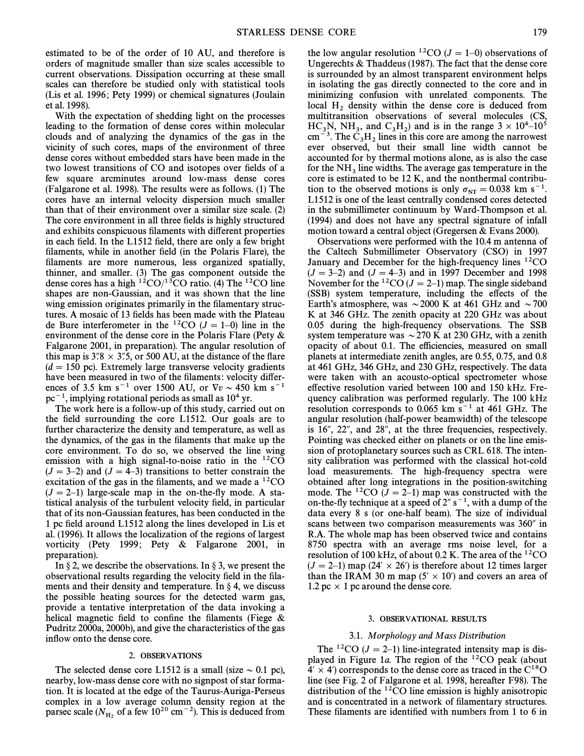estimated to be of the order of 10 AU, and therefore is orders of magnitude smaller than size scales accessible to current observations. Dissipation occurring at these small scales can therefore be studied only with statistical tools (Lis et al. 1996; Pety 1999) or chemical signatures (Joulain et al. 1998).

With the expectation of shedding light on the processes leading to the formation of dense cores within molecular clouds and of analyzing the dynamics of the gas in the vicinity of such cores, maps of the environment of three dense cores without embedded stars have been made in the two lowest transitions of CO and isotopes over fields of a few square arcminutes around low-mass dense cores (Falgarone et al. 1998). The results were as follows. (1) The cores have an internal velocity dispersion much smaller than that of their environment over a similar size scale. (2) The core environment in all three fields is highly structured and exhibits conspicuous filaments with different properties in each field. In the L1512 field, there are only a few bright filaments, while in another field (in the Polaris Flare), the filaments are more numerous, less organized spatially, thinner, and smaller. (3) The gas component outside the dense cores has a high $^{12}$CO/$^{13}$CO ratio. (4) The $^{12}$CO line shapes are non-Gaussian, and it was shown that the line wing emission originates primarily in the filamentary structures. A mosaic of 13 fields has been made with the Plateau de Bure interferometer in the $^{12}$CO ($J = 1$–0) line in the environment of the dense core in the Polaris Flare (Pety & Falgarone 2001, in preparation). The angular resolution of this map is 3".8 × 3".5, or 500 AU, at the distance of the flare ($d = 150$ pc). Extremely large transverse velocity gradients have been measured in two of the filaments: velocity differences of 3.5 km s$^{-1}$ over 1500 AU, or $\nabla v \sim 450$ km s$^{-1}$ pc$^{-1}$, implying rotational periods as small as $10^4$ yr.

The work here is a follow-up of this study, carried out on the field surrounding the core L1512. Our goals are to further characterize the density and temperature, as well as the dynamics, of the gas in the filaments that make up the core environment. To do so, we observed the line wing emission with a high signal-to-noise ratio in the $^{12}$CO ($J = 3$–2) and ($J = 4$–3) transitions to better constrain the excitation of the gas in the filaments, and we made a $^{12}$CO ($J = 2$–1) large-scale map in the on-the-fly mode. A statistical analysis of the turbulent velocity field, in particular that of its non-Gaussian features, has been conducted in the 1 pc field around L1512 along the lines developed in Lis et al. (1996). It allows the localization of the regions of largest vorticity (Pety 1999; Pety & Falgarone 2001, in preparation).

In § 2, we describe the observations. In § 3, we present the observational results regarding the velocity field in the filaments and their density and temperature. In § 4, we discuss the possible heating sources for the detected warm gas, provide a tentative interpretation of the data invoking a helical magnetic field to confine the filaments (Fiege & Pudritz 2000a, 2000b), and give the characteristics of the gas inflow onto the dense core.

## 2. OBSERVATIONS

The selected dense core L1512 is a small (size ~ 0.1 pc), nearby, low-mass dense core with no signpost of star formation. It is located at the edge of the Taurus-Auriga-Perseus complex in a low average column density region at the parsec scale ($N_{H_2}$ of a few $10^{20}$ cm$^{-2}$). This is deduced from the low angular resolution $^{12}$CO ($J = 1$–0) observations of Ungerechts & Thaddeus (1987). The fact that the dense core is surrounded by an almost transparent environment helps in isolating the gas directly connected to the core and in minimizing confusion with unrelated components. The local $H_2$ density within the dense core is deduced from multitransition observations of several molecules (CS, $HC_3N$, $NH_3$, and $C_3H_2$) and is in the range $3 \times 10^4$–$10^5$ cm$^{-3}$. The $C_3H_2$ lines in this core are among the narrowest ever observed, but their small line width cannot be accounted for by thermal motions alone, as is also the case for the $NH_3$ line widths. The average gas temperature in the core is estimated to be 12 K, and the nonthermal contribution to the observed motions is only $\sigma_{NT} = 0.038$ km s$^{-1}$. L1512 is one of the least centrally condensed cores detected in the submillimeter continuum by Ward-Thompson et al. (1994) and does not have any spectral signature of infall motion toward a central object (Gregersen & Evans 2000).

Observations were performed with the 10.4 m antenna of the Caltech Submillimeter Observatory (CSO) in 1997 January and December for the high-frequency lines $^{12}$CO ($J = 3$–2) and ($J = 4$–3) and in 1997 December and 1998 November for the $^{12}$CO ($J = 2$–1) map. The single sideband (SSB) system temperature, including the effects of the Earth's atmosphere, was ~2000 K at 461 GHz and ~700 K at 346 GHz. The zenith opacity at 220 GHz was about 0.05 during the high-frequency observations. The SSB system temperature was ~270 K at 230 GHz, with a zenith opacity of about 0.1. The efficiencies, measured on small planets at intermediate zenith angles, are 0.55, 0.75, and 0.8 at 461 GHz, 346 GHz, and 230 GHz, respectively. The data were taken with an acousto-optical spectrometer whose effective resolution varied between 100 and 150 kHz. Frequency calibration was performed regularly. The 100 kHz resolution corresponds to 0.065 km s$^{-1}$ at 461 GHz. The angular resolution (half-power beamwidth) of the telescope is 16", 22", and 28", at the three frequencies, respectively. Pointing was checked either on planets or on the line emission of protoplanetary sources such as CRL 618. The intensity calibration was performed with the classical hot-cold load measurements. The high-frequency spectra were obtained after long integrations in the position-switching mode. The $^{12}$CO ($J = 2$–1) map was constructed with the on-the-fly technique at a speed of 2" s$^{-1}$, with a dump of the data every 8 s (or one-half beam). The size of individual scans between two comparison measurements was 360" in R.A. The whole map has been observed twice and contains 8750 spectra with an average rms noise level, for a resolution of 100 kHz, of about 0.2 K. The area of the $^{12}$CO ($J = 2$–1) map (24' × 26') is therefore about 12 times larger than the IRAM 30 m map (5' × 10') and covers an area of 1.2 pc × 1 pc around the dense core.

## 3. OBSERVATIONAL RESULTS

### 3.1. *Morphology and Mass Distribution*

The $^{12}$CO ($J = 2$–1) line-integrated intensity map is displayed in Figure 1*a*. The region of the $^{12}$CO peak (about 4' × 4') corresponds to the dense core as traced in the C$^{18}$O line (see Fig. 2 of Falgarone et al. 1998, hereafter F98). The distribution of the $^{12}$CO line emission is highly anisotropic and is concentrated in a network of filamentary structures. These filaments are identified with numbers from 1 to 6 in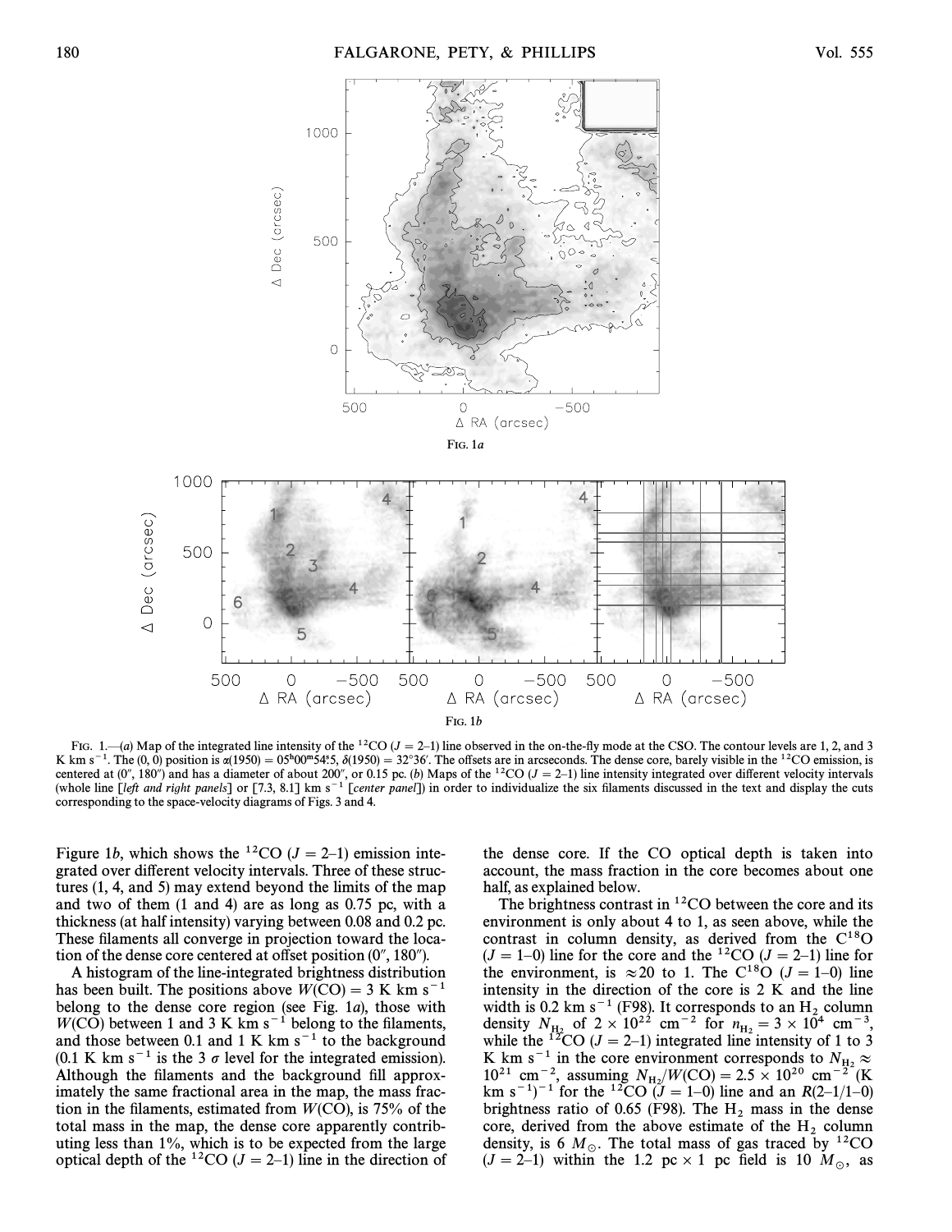FIG. 1a

FIG. 1b

FIG. 1.—(a) Map of the integrated line intensity of the $^{12}$CO ($J = 2$–1) line observed in the on-the-fly mode at the CSO. The contour levels are 1, 2, and 3 K km s$^{-1}$. The (0, 0) position is $\alpha(1950) = 05^h00^m54^s.5$, $\delta(1950) = 32°36'$. The offsets are in arcseconds. The dense core, barely visible in the $^{12}$CO emission, is centered at (0″, 180″) and has a diameter of about 200″, or 0.15 pc. (b) Maps of the $^{12}$CO ($J = 2$–1) line intensity integrated over different velocity intervals (whole line [*left and right panels*] or [7.3, 8.1] km s$^{-1}$ [*center panel*]) in order to individualize the six filaments discussed in the text and display the cuts corresponding to the space-velocity diagrams of Figs. 3 and 4.

Figure 1*b*, which shows the $^{12}$CO ($J = 2$–1) emission integrated over different velocity intervals. Three of these structures (1, 4, and 5) may extend beyond the limits of the map and two of them (1 and 4) are as long as 0.75 pc, with a thickness (at half intensity) varying between 0.08 and 0.2 pc. These filaments all converge in projection toward the location of the dense core centered at offset position (0″, 180″).

A histogram of the line-integrated brightness distribution has been built. The positions above $W(\mathrm{CO}) = 3$ K km s$^{-1}$ belong to the dense core region (see Fig. 1*a*), those with $W(\mathrm{CO})$ between 1 and 3 K km s$^{-1}$ belong to the filaments, and those between 0.1 and 1 K km s$^{-1}$ to the background (0.1 K km s$^{-1}$ is the 3 $\sigma$ level for the integrated emission). Although the filaments and the background fill approximately the same fractional area in the map, the mass fraction in the filaments, estimated from $W(\mathrm{CO})$, is 75% of the total mass in the map, the dense core apparently contributing less than 1%, which is to be expected from the large optical depth of the $^{12}$CO ($J = 2$–1) line in the direction of the dense core. If the CO optical depth is taken into account, the mass fraction in the core becomes about one half, as explained below.

The brightness contrast in $^{12}$CO between the core and its environment is only about 4 to 1, as seen above, while the contrast in column density, as derived from the C$^{18}$O ($J = 1$–0) line for the core and the $^{12}$CO ($J = 2$–1) line for the environment, is $\approx 20$ to 1. The C$^{18}$O ($J = 1$–0) line intensity in the direction of the core is 2 K and the line width is 0.2 km s$^{-1}$ (F98). It corresponds to an $H_2$ column density $N_{\mathrm{H_2}}$ of $2 \times 10^{22}$ cm$^{-2}$ for $n_{\mathrm{H_2}} = 3 \times 10^4$ cm$^{-3}$, while the $^{12}$CO ($J = 2$–1) integrated line intensity of 1 to 3 K km s$^{-1}$ in the core environment corresponds to $N_{\mathrm{H_2}} \approx 10^{21}$ cm$^{-2}$, assuming $N_{\mathrm{H_2}}/W(\mathrm{CO}) = 2.5 \times 10^{20}$ cm$^{-2}$ (K km s$^{-1}$)$^{-1}$ for the $^{12}$CO ($J = 1$–0) line and an $R$(2–1/1–0) brightness ratio of 0.65 (F98). The $H_2$ mass in the dense core, derived from the above estimate of the $H_2$ column density, is 6 $M_\odot$. The total mass of gas traced by $^{12}$CO ($J = 2$–1) within the 1.2 pc × 1 pc field is 10 $M_\odot$, as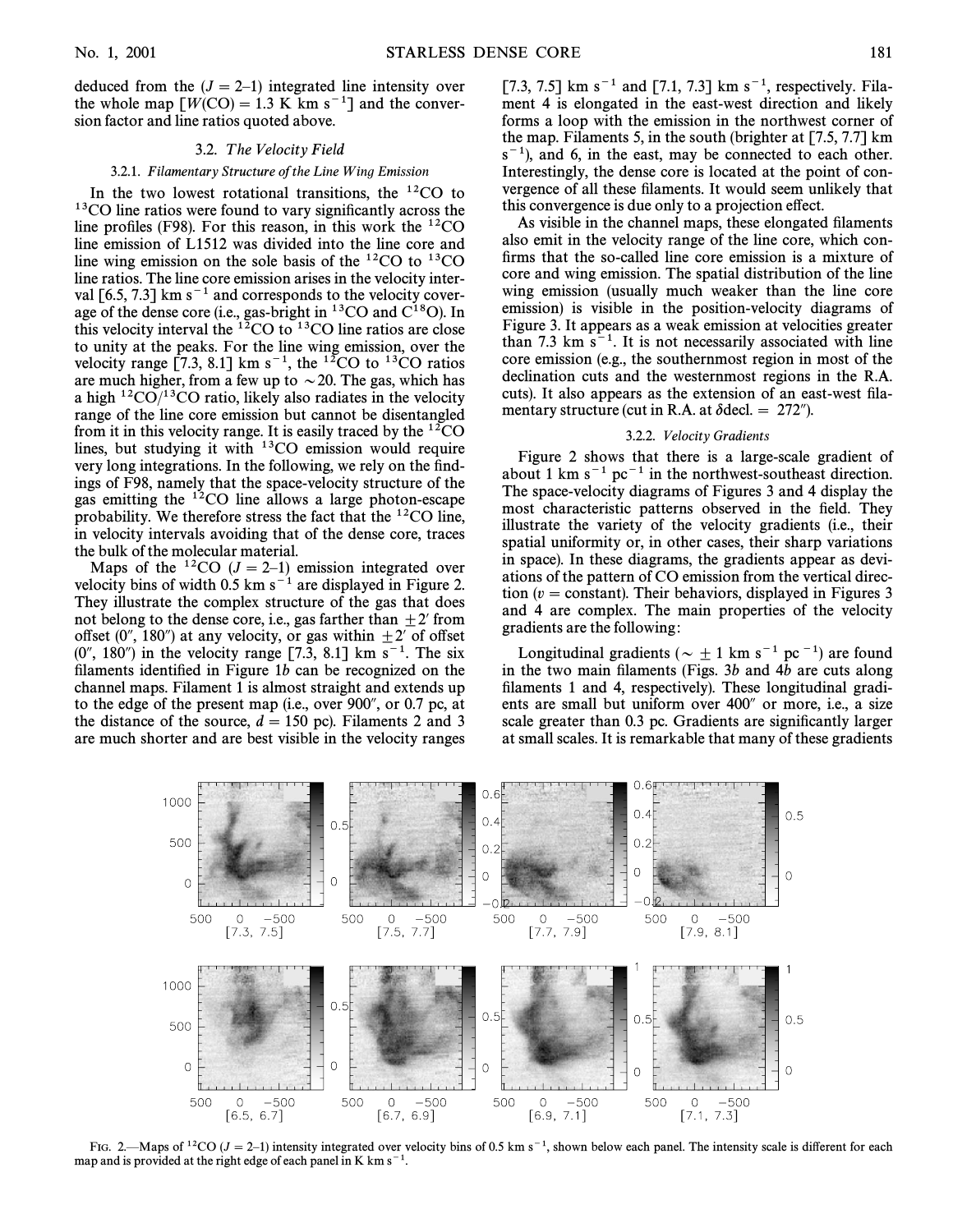deduced from the ($J = 2$–1) integrated line intensity over the whole map [$W(\mathrm{CO}) = 1.3$ K km s$^{-1}$] and the conversion factor and line ratios quoted above.

### 3.2. *The Velocity Field*

#### 3.2.1. *Filamentary Structure of the Line Wing Emission*

In the two lowest rotational transitions, the $^{12}$CO to $^{13}$CO line ratios were found to vary significantly across the line profiles (F98). For this reason, in this work the $^{12}$CO line emission of L1512 was divided into the line core and line wing emission on the sole basis of the $^{12}$CO to $^{13}$CO line ratios. The line core emission arises in the velocity interval [6.5, 7.3] km s$^{-1}$ and corresponds to the velocity coverage of the dense core (i.e., gas-bright in $^{13}$CO and C$^{18}$O). In this velocity interval the $^{12}$CO to $^{13}$CO line ratios are close to unity at the peaks. For the line wing emission, over the velocity range [7.3, 8.1] km s$^{-1}$, the $^{12}$CO to $^{13}$CO ratios are much higher, from a few up to $\sim 20$. The gas, which has a high $^{12}$CO/$^{13}$CO ratio, likely also radiates in the velocity range of the line core emission but cannot be disentangled from it in this velocity range. It is easily traced by the $^{12}$CO lines, but studying it with $^{13}$CO emission would require very long integrations. In the following, we rely on the findings of F98, namely that the space-velocity structure of the gas emitting the $^{12}$CO line allows a large photon-escape probability. We therefore stress the fact that the $^{12}$CO line, in velocity intervals avoiding that of the dense core, traces the bulk of the molecular material.

Maps of the $^{12}$CO ($J = 2$–1) emission integrated over velocity bins of width 0.5 km s$^{-1}$ are displayed in Figure 2. They illustrate the complex structure of the gas that does not belong to the dense core, i.e., gas farther than $\pm 2'$ from offset (0'', 180'') at any velocity, or gas within $\pm 2'$ of offset (0'', 180'') in the velocity range [7.3, 8.1] km s$^{-1}$. The six filaments identified in Figure 1*b* can be recognized on the channel maps. Filament 1 is almost straight and extends up to the edge of the present map (i.e., over 900'', or 0.7 pc, at the distance of the source, $d = 150$ pc). Filaments 2 and 3 are much shorter and are best visible in the velocity ranges [7.3, 7.5] km s$^{-1}$ and [7.1, 7.3] km s$^{-1}$, respectively. Filament 4 is elongated in the east-west direction and likely forms a loop with the emission in the northwest corner of the map. Filaments 5, in the south (brighter at [7.5, 7.7] km s$^{-1}$), and 6, in the east, may be connected to each other. Interestingly, the dense core is located at the point of convergence of all these filaments. It would seem unlikely that this convergence is due only to a projection effect.

As visible in the channel maps, these elongated filaments also emit in the velocity range of the line core, which confirms that the so-called line core emission is a mixture of core and wing emission. The spatial distribution of the line wing emission (usually much weaker than the line core emission) is visible in the position-velocity diagrams of Figure 3. It appears as a weak emission at velocities greater than 7.3 km s$^{-1}$. It is not necessarily associated with line core emission (e.g., the southernmost region in most of the declination cuts and the westernmost regions in the R.A. cuts). It also appears as the extension of an east-west filamentary structure (cut in R.A. at $\delta$decl. = 272'').

#### 3.2.2. *Velocity Gradients*

Figure 2 shows that there is a large-scale gradient of about 1 km s$^{-1}$ pc$^{-1}$ in the northwest-southeast direction. The space-velocity diagrams of Figures 3 and 4 display the most characteristic patterns observed in the field. They illustrate the variety of the velocity gradients (i.e., their spatial uniformity or, in other cases, their sharp variations in space). In these diagrams, the gradients appear as deviations of the pattern of CO emission from the vertical direction ($v$ = constant). Their behaviors, displayed in Figures 3 and 4 are complex. The main properties of the velocity gradients are the following:

Longitudinal gradients ($\sim \pm 1$ km s$^{-1}$ pc$^{-1}$) are found in the two main filaments (Figs. 3*b* and 4*b* are cuts along filaments 1 and 4, respectively). These longitudinal gradients are small but uniform over 400'' or more, i.e., a size scale greater than 0.3 pc. Gradients are significantly larger at small scales. It is remarkable that many of these gradients

FIG. 2.—Maps of $^{12}$CO ($J = 2$–1) intensity integrated over velocity bins of 0.5 km s$^{-1}$, shown below each panel. The intensity scale is different for each map and is provided at the right edge of each panel in K km s$^{-1}$.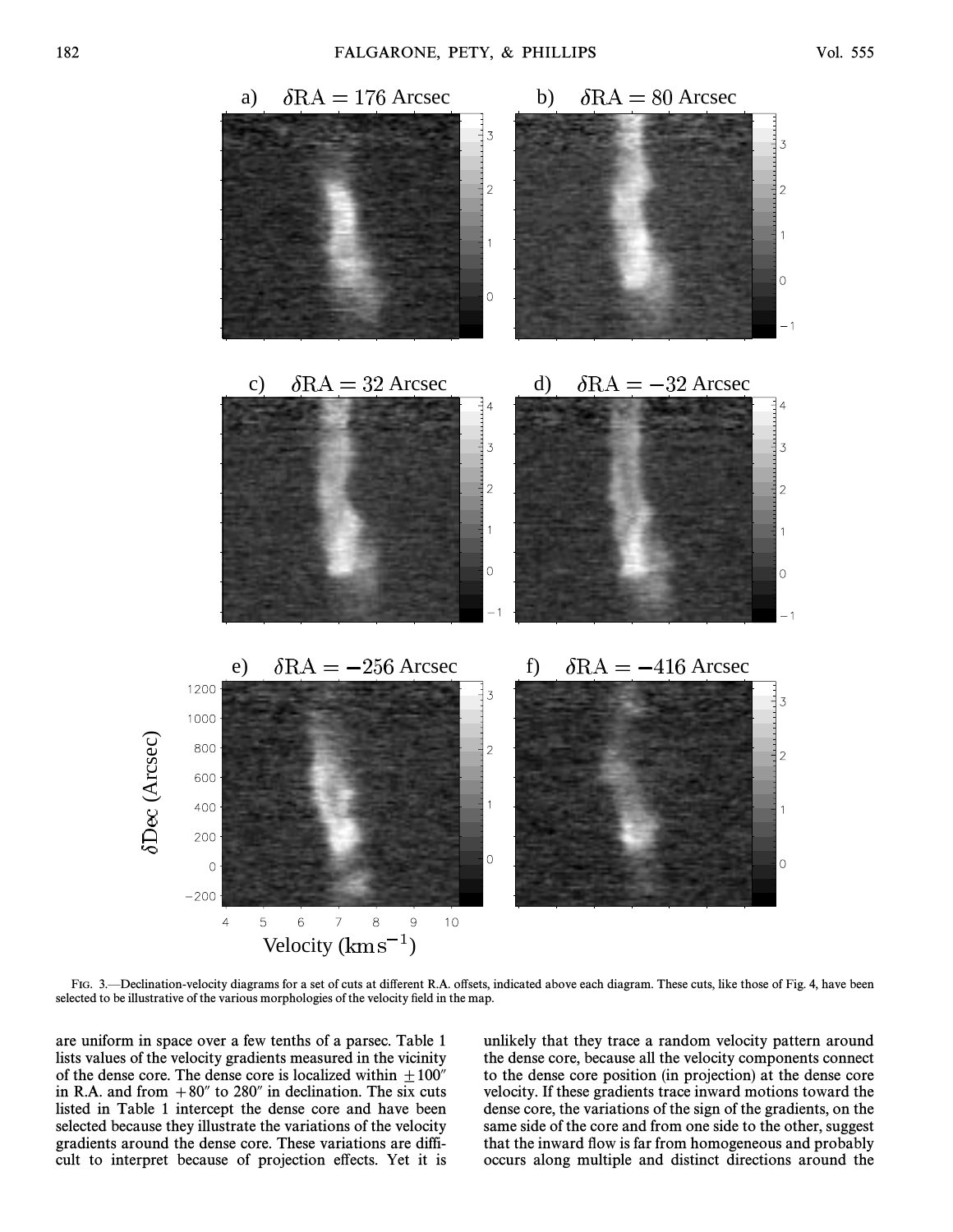FIG. 3.—Declination-velocity diagrams for a set of cuts at different R.A. offsets, indicated above each diagram. These cuts, like those of Fig. 4, have been selected to be illustrative of the various morphologies of the velocity field in the map.

are uniform in space over a few tenths of a parsec. Table 1 lists values of the velocity gradients measured in the vicinity of the dense core. The dense core is localized within $\pm 100''$ in R.A. and from $+80''$ to $280''$ in declination. The six cuts listed in Table 1 intercept the dense core and have been selected because they illustrate the variations of the velocity gradients around the dense core. These variations are difficult to interpret because of projection effects. Yet it is unlikely that they trace a random velocity pattern around the dense core, because all the velocity components connect to the dense core position (in projection) at the dense core velocity. If these gradients trace inward motions toward the dense core, the variations of the sign of the gradients, on the same side of the core and from one side to the other, suggest that the inward flow is far from homogeneous and probably occurs along multiple and distinct directions around the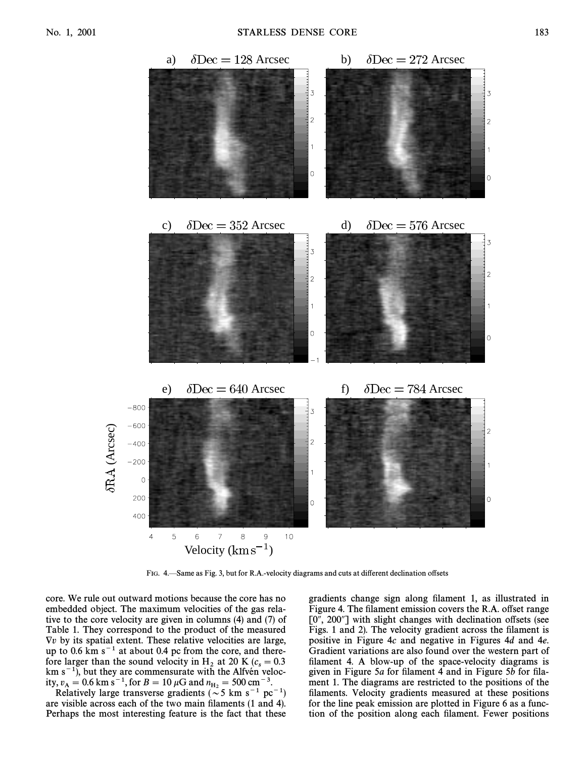FIG. 4.—Same as Fig. 3, but for R.A.-velocity diagrams and cuts at different declination offsets

core. We rule out outward motions because the core has no embedded object. The maximum velocities of the gas relative to the core velocity are given in columns (4) and (7) of Table 1. They correspond to the product of the measured $\nabla v$ by its spatial extent. These relative velocities are large, up to 0.6 km s$^{-1}$ at about 0.4 pc from the core, and therefore larger than the sound velocity in $H_2$ at 20 K ($c_s = 0.3$ km s$^{-1}$), but they are commensurate with the Alfvén velocity, $v_A = 0.6$ km s$^{-1}$, for $B = 10$ $\mu$G and $n_{H_2} = 500$ cm$^{-3}$.

Relatively large transverse gradients ($\sim 5$ km s$^{-1}$ pc$^{-1}$) are visible across each of the two main filaments (1 and 4). Perhaps the most interesting feature is the fact that these gradients change sign along filament 1, as illustrated in Figure 4. The filament emission covers the R.A. offset range [0″, 200″] with slight changes with declination offsets (see Figs. 1 and 2). The velocity gradient across the filament is positive in Figure 4*c* and negative in Figures 4*d* and 4*e*. Gradient variations are also found over the western part of filament 4. A blow-up of the space-velocity diagrams is given in Figure 5*a* for filament 4 and in Figure 5*b* for filament 1. The diagrams are restricted to the positions of the filaments. Velocity gradients measured at these positions for the line peak emission are plotted in Figure 6 as a function of the position along each filament. Fewer positions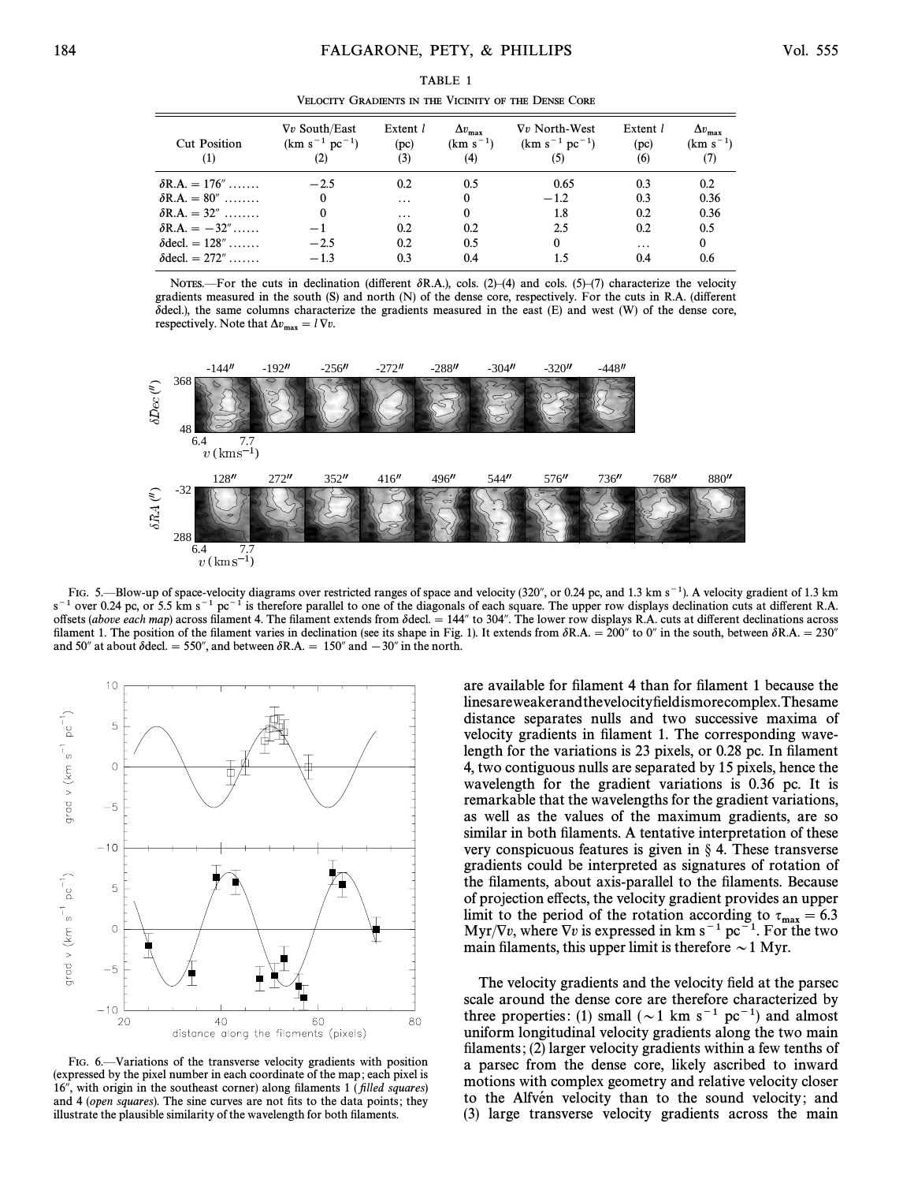TABLE 1

VELOCITY GRADIENTS IN THE VICINITY OF THE DENSE CORE

| Cut Position (1) | ∇v South/East (km s$^{-1}$ pc$^{-1}$) (2) | Extent $l$ (pc) (3) | $\Delta v_{max}$ (km s$^{-1}$) (4) | ∇v North-West (km s$^{-1}$ pc$^{-1}$) (5) | Extent $l$ (pc) (6) | $\Delta v_{max}$ (km s$^{-1}$) (7) |
|---|---|---|---|---|---|---|
| δR.A. = 176″ ....... | −2.5 | 0.2 | 0.5 | 0.65 | 0.3 | 0.2 |
| δR.A. = 80″ ........ | 0 | ... | 0 | −1.2 | 0.3 | 0.36 |
| δR.A. = 32″ ........ | 0 | ... | 0 | 1.8 | 0.2 | 0.36 |
| δR.A. = −32″...... | −1 | 0.2 | 0.2 | 2.5 | 0.2 | 0.5 |
| δdecl. = 128″ ....... | −2.5 | 0.2 | 0.5 | 0 | ... | 0 |
| δdecl. = 272″ ....... | −1.3 | 0.3 | 0.4 | 1.5 | 0.4 | 0.6 |

NOTES.—For the cuts in declination (different δR.A.), cols. (2)–(4) and cols. (5)–(7) characterize the velocity gradients measured in the south (S) and north (N) of the dense core, respectively. For the cuts in R.A. (different δdecl.), the same columns characterize the gradients measured in the east (E) and west (W) of the dense core, respectively. Note that $\Delta v_{max} = l \nabla v$.

FIG. 5.—Blow-up of space-velocity diagrams over restricted ranges of space and velocity (320″, or 0.24 pc, and 1.3 km s$^{-1}$). A velocity gradient of 1.3 km s$^{-1}$ over 0.24 pc, or 5.5 km s$^{-1}$ pc$^{-1}$ is therefore parallel to one of the diagonals of each square. The upper row displays declination cuts at different R.A. offsets (*above each map*) across filament 4. The filament extends from δdecl. = 144″ to 304″. The lower row displays R.A. cuts at different declinations across filament 1. The position of the filament varies in declination (see its shape in Fig. 1). It extends from δR.A. = 200″ to 0″ in the south, between δR.A. = 230″ and 50″ at about δdecl. = 550″, and between δR.A. = 150″ and −30″ in the north.

FIG. 6.—Variations of the transverse velocity gradients with position (expressed by the pixel number in each coordinate of the map; each pixel is 16″, with origin in the southeast corner) along filaments 1 (*filled squares*) and 4 (*open squares*). The sine curves are not fits to the data points; they illustrate the plausible similarity of the wavelength for both filaments.

are available for filament 4 than for filament 1 because the lines are weaker and the velocity field is more complex. The same distance separates nulls and two successive maxima of velocity gradients in filament 1. The corresponding wavelength for the variations is 23 pixels, or 0.28 pc. In filament 4, two contiguous nulls are separated by 15 pixels, hence the wavelength for the gradient variations is 0.36 pc. It is remarkable that the wavelengths for the gradient variations, as well as the values of the maximum gradients, are so similar in both filaments. A tentative interpretation of these very conspicuous features is given in § 4. These transverse gradients could be interpreted as signatures of rotation of the filaments, about axis-parallel to the filaments. Because of projection effects, the velocity gradient provides an upper limit to the period of the rotation according to $\tau_{max} = 6.3$ Myr/∇v, where ∇v is expressed in km s$^{-1}$ pc$^{-1}$. For the two main filaments, this upper limit is therefore ~1 Myr.

The velocity gradients and the velocity field at the parsec scale around the dense core are therefore characterized by three properties: (1) small (~1 km s$^{-1}$ pc$^{-1}$) and almost uniform longitudinal velocity gradients along the two main filaments; (2) larger velocity gradients within a few tenths of a parsec from the dense core, likely ascribed to inward motions with complex geometry and relative velocity closer to the Alfvén velocity than to the sound velocity; and (3) large transverse velocity gradients across the main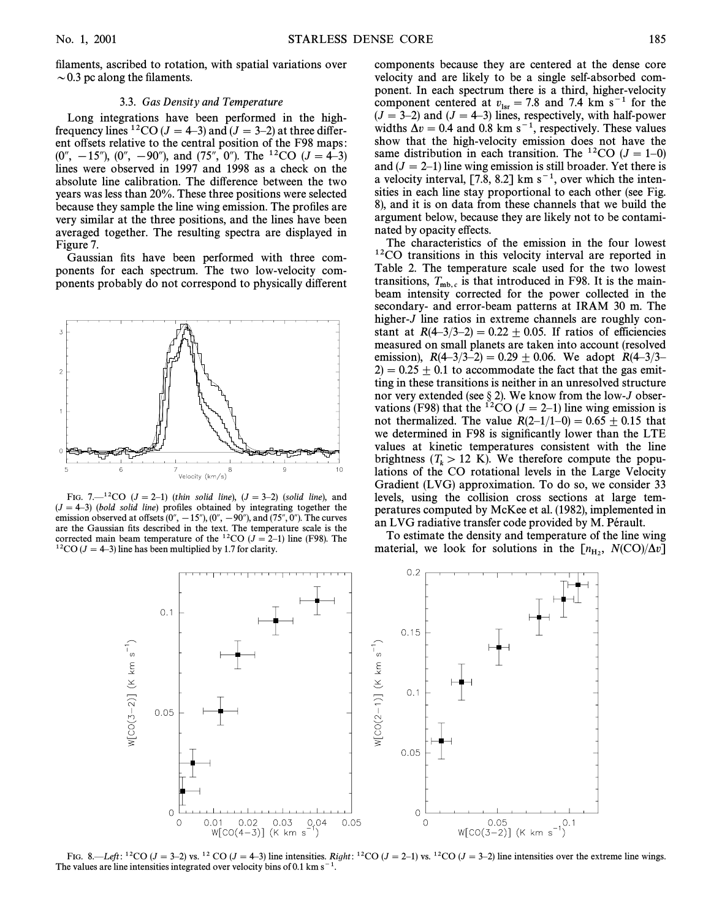filaments, ascribed to rotation, with spatial variations over $\sim 0.3$ pc along the filaments.

### 3.3. *Gas Density and Temperature*

Long integrations have been performed in the high-frequency lines $^{12}CO$ ($J = 4$–3) and ($J = 3$–2) at three different offsets relative to the central position of the F98 maps: (0″, −15″), (0″, −90″), and (75″, 0″). The $^{12}CO$ ($J = 4$–3) lines were observed in 1997 and 1998 as a check on the absolute line calibration. The difference between the two years was less than 20%. These three positions were selected because they sample the line wing emission. The profiles are very similar at the three positions, and the lines have been averaged together. The resulting spectra are displayed in Figure 7.

Gaussian fits have been performed with three components for each spectrum. The two low-velocity components probably do not correspond to physically different components because they are centered at the dense core velocity and are likely to be a single self-absorbed component. In each spectrum there is a third, higher-velocity component centered at $v_{lsr} = 7.8$ and 7.4 km s$^{-1}$ for the ($J = 3$–2) and ($J = 4$–3) lines, respectively, with half-power widths $\Delta v = 0.4$ and 0.8 km s$^{-1}$, respectively. These values show that the high-velocity emission does not have the same distribution in each transition. The $^{12}CO$ ($J = 1$–0) and ($J = 2$–1) line wing emission is still broader. Yet there is a velocity interval, [7.8, 8.2] km s$^{-1}$, over which the intensities in each line stay proportional to each other (see Fig. 8), and it is on data from these channels that we build the argument below, because they are likely not to be contaminated by opacity effects.

FIG. 7.—$^{12}CO$ ($J = 2$–1) (*thin solid line*), ($J = 3$–2) (*solid line*), and ($J = 4$–3) (*bold solid line*) profiles obtained by integrating together the emission observed at offsets (0″, −15″), (0″, −90″), and (75″, 0″). The curves are the Gaussian fits described in the text. The temperature scale is the corrected main beam temperature of the $^{12}CO$ ($J = 2$–1) line (F98). The $^{12}CO$ ($J = 4$–3) line has been multiplied by 1.7 for clarity.

The characteristics of the emission in the four lowest $^{12}CO$ transitions in this velocity interval are reported in Table 2. The temperature scale used for the two lowest transitions, $T_{mb,c}$ is that introduced in F98. It is the main-beam intensity corrected for the power collected in the secondary- and error-beam patterns at IRAM 30 m. The higher-$J$ line ratios in extreme channels are roughly constant at $R(4\text{–}3/3\text{–}2) = 0.22 \pm 0.05$. If ratios of efficiencies measured on small planets are taken into account (resolved emission), $R(4\text{–}3/3\text{–}2) = 0.29 \pm 0.06$. We adopt $R(4\text{–}3/3\text{–}2) = 0.25 \pm 0.1$ to accommodate the fact that the gas emitting in these transitions is neither in an unresolved structure nor very extended (see § 2). We know from the low-$J$ observations (F98) that the $^{12}CO$ ($J = 2$–1) line wing emission is not thermalized. The value $R(2\text{–}1/1\text{–}0) = 0.65 \pm 0.15$ that we determined in F98 is significantly lower than the LTE values at kinetic temperatures consistent with the line brightness ($T_k > 12$ K). We therefore compute the populations of the CO rotational levels in the Large Velocity Gradient (LVG) approximation. To do so, we consider 33 levels, using the collision cross sections at large temperatures computed by McKee et al. (1982), implemented in an LVG radiative transfer code provided by M. Pérault.

To estimate the density and temperature of the line wing material, we look for solutions in the [$n_{H_2}$, $N(CO)/\Delta v$]

FIG. 8.—*Left*: $^{12}CO$ ($J = 3$–2) vs. $^{12}CO$ ($J = 4$–3) line intensities. *Right*: $^{12}CO$ ($J = 2$–1) vs. $^{12}CO$ ($J = 3$–2) line intensities over the extreme line wings. The values are line intensities integrated over velocity bins of 0.1 km s$^{-1}$.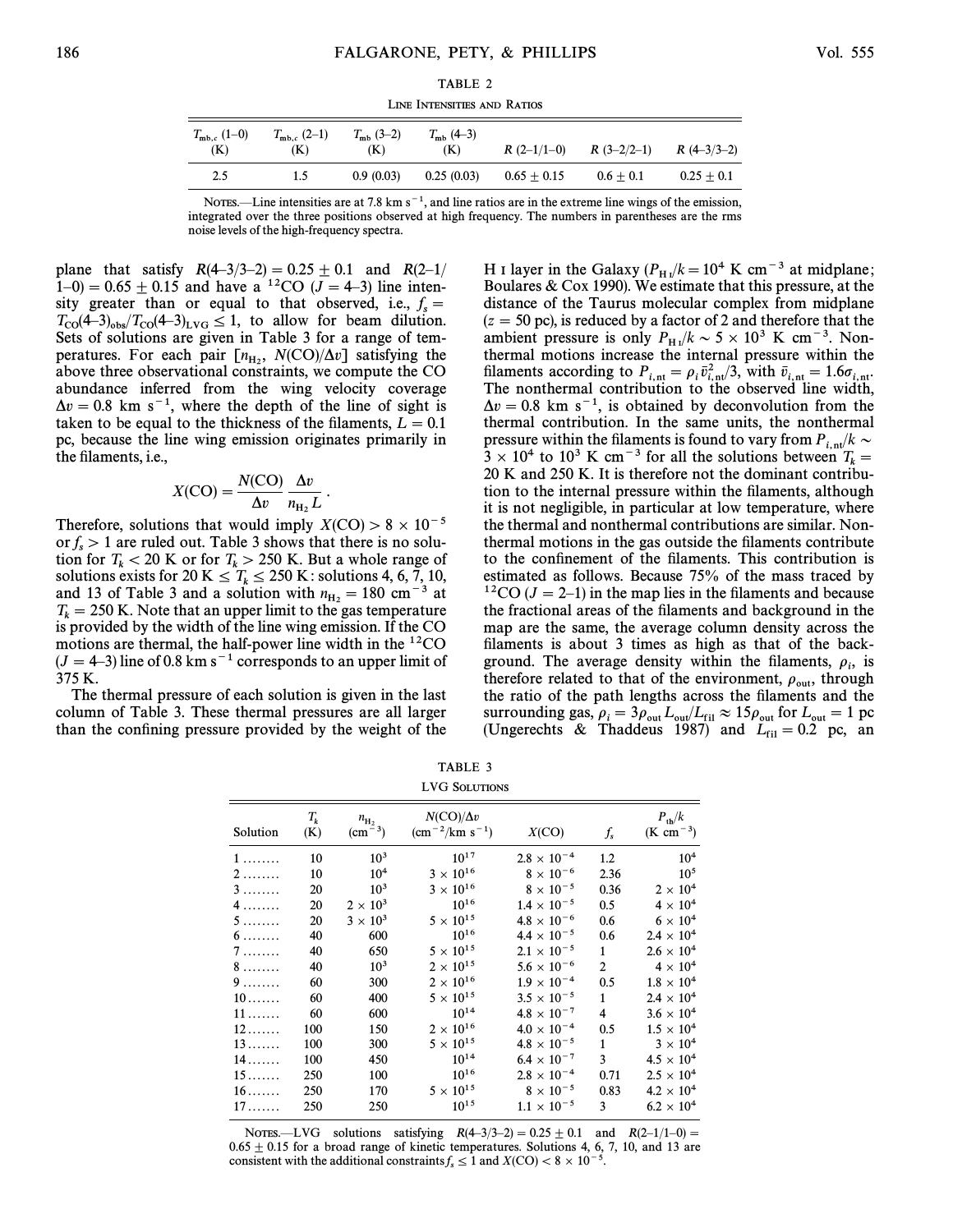TABLE 2

LINE INTENSITIES AND RATIOS

| $T_{mb,c}$ (1–0) (K) | $T_{mb,c}$ (2–1) (K) | $T_{mb}$ (3–2) (K) | $T_{mb}$ (4–3) (K) | $R$ (2–1/1–0) | $R$ (3–2/2–1) | $R$ (4–3/3–2) |
|---|---|---|---|---|---|---|
| 2.5 | 1.5 | 0.9 (0.03) | 0.25 (0.03) | 0.65 ± 0.15 | 0.6 ± 0.1 | 0.25 ± 0.1 |

NOTES.—Line intensities are at 7.8 km s$^{-1}$, and line ratios are in the extreme line wings of the emission, integrated over the three positions observed at high frequency. The numbers in parentheses are the rms noise levels of the high-frequency spectra.

plane that satisfy $R(4\text{–}3/3\text{–}2) = 0.25 \pm 0.1$ and $R(2\text{–}1/1\text{–}0) = 0.65 \pm 0.15$ and have a $^{12}$CO ($J = 4\text{–}3$) line intensity greater than or equal to that observed, i.e., $f_s = T_{CO}(4\text{–}3)_{obs}/T_{CO}(4\text{–}3)_{LVG} \leq 1$, to allow for beam dilution. Sets of solutions are given in Table 3 for a range of temperatures. For each pair [$n_{H_2}$, $N(CO)/\Delta v$] satisfying the above three observational constraints, we compute the CO abundance inferred from the wing velocity coverage $\Delta v = 0.8$ km s$^{-1}$, where the depth of the line of sight is taken to be equal to the thickness of the filaments, $L = 0.1$ pc, because the line wing emission originates primarily in the filaments, i.e.,

$$X(CO) = \frac{N(CO)}{\Delta v} \frac{\Delta v}{n_{H_2} L} .$$

Therefore, solutions that would imply $X(CO) > 8 \times 10^{-5}$ or $f_s > 1$ are ruled out. Table 3 shows that there is no solution for $T_k < 20$ K or for $T_k > 250$ K. But a whole range of solutions exists for $20 \text{ K} \leq T_k \leq 250$ K: solutions 4, 6, 7, 10, and 13 of Table 3 and a solution with $n_{H_2} = 180$ cm$^{-3}$ at $T_k = 250$ K. Note that an upper limit to the gas temperature is provided by the width of the line wing emission. If the CO motions are thermal, the half-power line width in the $^{12}$CO ($J = 4\text{–}3$) line of 0.8 km s$^{-1}$ corresponds to an upper limit of 375 K.

The thermal pressure of each solution is given in the last column of Table 3. These thermal pressures are all larger than the confining pressure provided by the weight of the H I layer in the Galaxy ($P_{H\,I}/k = 10^4$ K cm$^{-3}$ at midplane; Boulares & Cox 1990). We estimate that this pressure, at the distance of the Taurus molecular complex from midplane ($z = 50$ pc), is reduced by a factor of 2 and therefore that the ambient pressure is only $P_{H\,I}/k \sim 5 \times 10^3$ K cm$^{-3}$. Nonthermal motions increase the internal pressure within the filaments according to $P_{i,nt} = \rho_i \bar{v}_{i,nt}^2/3$, with $\bar{v}_{i,nt} = 1.6\sigma_{i,nt}$. The nonthermal contribution to the observed line width, $\Delta v = 0.8$ km s$^{-1}$, is obtained by deconvolution from the thermal contribution. In the same units, the nonthermal pressure within the filaments is found to vary from $P_{i,nt}/k \sim 3 \times 10^4$ to $10^3$ K cm$^{-3}$ for all the solutions between $T_k = 20$ K and 250 K. It is therefore not the dominant contribution to the internal pressure within the filaments, although it is not negligible, in particular at low temperature, where the thermal and nonthermal contributions are similar. Nonthermal motions in the gas outside the filaments contribute to the confinement of the filaments. This contribution is estimated as follows. Because 75% of the mass traced by $^{12}$CO ($J = 2\text{–}1$) in the map lies in the filaments and because the fractional areas of the filaments and background in the map are the same, the average column density across the filaments is about 3 times as high as that of the background. The average density within the filaments, $\rho_i$, is therefore related to that of the environment, $\rho_{out}$, through the ratio of the path lengths across the filaments and the surrounding gas, $\rho_i = 3\rho_{out} L_{out}/L_{fil} \approx 15\rho_{out}$ for $L_{out} = 1$ pc (Ungerechts & Thaddeus 1987) and $L_{fil} = 0.2$ pc, an

TABLE 3

LVG SOLUTIONS

| Solution | $T_k$ (K) | $n_{H_2}$ (cm$^{-3}$) | $N(CO)/\Delta v$ (cm$^{-2}$/km s$^{-1}$) | $X(CO)$ | $f_s$ | $P_{th}/k$ (K cm$^{-3}$) |
|---|---|---|---|---|---|---|
| 1 ........ | 10 | $10^3$ | $10^{17}$ | $2.8 \times 10^{-4}$ | 1.2 | $10^4$ |
| 2 ........ | 10 | $10^4$ | $3 \times 10^{16}$ | $8 \times 10^{-6}$ | 2.36 | $10^5$ |
| 3 ........ | 20 | $10^3$ | $3 \times 10^{16}$ | $8 \times 10^{-5}$ | 0.36 | $2 \times 10^4$ |
| 4 ........ | 20 | $2 \times 10^3$ | $10^{16}$ | $1.4 \times 10^{-5}$ | 0.5 | $4 \times 10^4$ |
| 5 ........ | 20 | $3 \times 10^3$ | $5 \times 10^{15}$ | $4.8 \times 10^{-6}$ | 0.6 | $6 \times 10^4$ |
| 6 ........ | 40 | 600 | $10^{16}$ | $4.4 \times 10^{-5}$ | 0.6 | $2.4 \times 10^4$ |
| 7 ........ | 40 | 650 | $5 \times 10^{15}$ | $2.1 \times 10^{-5}$ | 1 | $2.6 \times 10^4$ |
| 8 ........ | 40 | $10^3$ | $2 \times 10^{15}$ | $5.6 \times 10^{-6}$ | 2 | $4 \times 10^4$ |
| 9 ........ | 60 | 300 | $2 \times 10^{16}$ | $1.9 \times 10^{-4}$ | 0.5 | $1.8 \times 10^4$ |
| 10 ....... | 60 | 400 | $5 \times 10^{15}$ | $3.5 \times 10^{-5}$ | 1 | $2.4 \times 10^4$ |
| 11 ....... | 60 | 600 | $10^{14}$ | $4.8 \times 10^{-7}$ | 4 | $3.6 \times 10^4$ |
| 12 ....... | 100 | 150 | $2 \times 10^{16}$ | $4.0 \times 10^{-4}$ | 0.5 | $1.5 \times 10^4$ |
| 13 ....... | 100 | 300 | $5 \times 10^{15}$ | $4.8 \times 10^{-5}$ | 1 | $3 \times 10^4$ |
| 14 ....... | 100 | 450 | $10^{14}$ | $6.4 \times 10^{-7}$ | 3 | $4.5 \times 10^4$ |
| 15 ....... | 250 | 100 | $10^{16}$ | $2.8 \times 10^{-4}$ | 0.71 | $2.5 \times 10^4$ |
| 16 ....... | 250 | 170 | $5 \times 10^{15}$ | $8 \times 10^{-5}$ | 0.83 | $4.2 \times 10^4$ |
| 17 ....... | 250 | 250 | $10^{15}$ | $1.1 \times 10^{-5}$ | 3 | $6.2 \times 10^4$ |

NOTES.—LVG solutions satisfying $R(4\text{–}3/3\text{–}2) = 0.25 \pm 0.1$ and $R(2\text{–}1/1\text{–}0) = 0.65 \pm 0.15$ for a broad range of kinetic temperatures. Solutions 4, 6, 7, 10, and 13 are consistent with the additional constraints $f_s \leq 1$ and $X(CO) < 8 \times 10^{-5}$.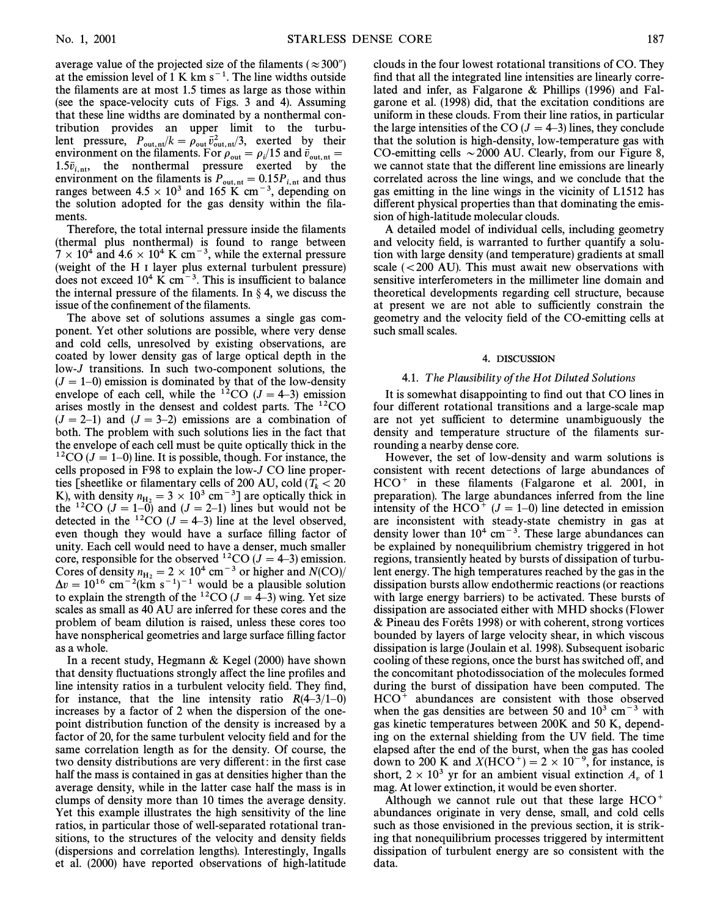average value of the projected size of the filaments ($\approx 300''$) at the emission level of 1 K km s$^{-1}$. The line widths outside the filaments are at most 1.5 times as large as those within (see the space-velocity cuts of Figs. 3 and 4). Assuming that these line widths are dominated by a nonthermal contribution provides an upper limit to the turbulent pressure, $P_{\rm out,nt}/k = \rho_{\rm out}\,\bar{v}^2_{\rm out,nt}/3$, exerted by their environment on the filaments. For $\rho_{\rm out} = \rho_i/15$ and $\bar{v}_{\rm out,nt} = 1.5\bar{v}_{i,\rm nt}$, the nonthermal pressure exerted by the environment on the filaments is $P_{\rm out,nt} = 0.15 P_{i,\rm nt}$ and thus ranges between $4.5 \times 10^3$ and 165 K cm$^{-3}$, depending on the solution adopted for the gas density within the filaments.

Therefore, the total internal pressure inside the filaments (thermal plus nonthermal) is found to range between $7 \times 10^4$ and $4.6 \times 10^4$ K cm$^{-3}$, while the external pressure (weight of the H I layer plus external turbulent pressure) does not exceed $10^4$ K cm$^{-3}$. This is insufficient to balance the internal pressure of the filaments. In § 4, we discuss the issue of the confinement of the filaments.

The above set of solutions assumes a single gas component. Yet other solutions are possible, where very dense and cold cells, unresolved by existing observations, are coated by lower density gas of large optical depth in the low-$J$ transitions. In such two-component solutions, the ($J = 1$–0) emission is dominated by that of the low-density envelope of each cell, while the $^{12}$CO ($J = 4$–3) emission arises mostly in the densest and coldest parts. The $^{12}$CO ($J = 2$–1) and ($J = 3$–2) emissions are a combination of both. The problem with such solutions lies in the fact that the envelope of each cell must be quite optically thick in the $^{12}$CO ($J = 1$–0) line. It is possible, though. For instance, the cells proposed in F98 to explain the low-$J$ CO line properties [sheetlike or filamentary cells of 200 AU, cold ($T_k < 20$ K), with density $n_{\rm H_2} = 3 \times 10^3$ cm$^{-3}$] are optically thick in the $^{12}$CO ($J = 1$–0) and ($J = 2$–1) lines but would not be detected in the $^{12}$CO ($J = 4$–3) line at the level observed, even though they would have a surface filling factor of unity. Each cell would need to have a denser, much smaller core, responsible for the observed $^{12}$CO ($J = 4$–3) emission. Cores of density $n_{\rm H_2} = 2 \times 10^4$ cm$^{-3}$ or higher and $N$(CO)/$\Delta v = 10^{16}$ cm$^{-2}$(km s$^{-1}$)$^{-1}$ would be a plausible solution to explain the strength of the $^{12}$CO ($J = 4$–3) wing. Yet size scales as small as 40 AU are inferred for these cores and the problem of beam dilution is raised, unless these cores too have nonspherical geometries and large surface filling factor as a whole.

In a recent study, Hegmann & Kegel (2000) have shown that density fluctuations strongly affect the line profiles and line intensity ratios in a turbulent velocity field. They find, for instance, that the line intensity ratio $R$(4–3/1–0) increases by a factor of 2 when the dispersion of the one-point distribution function of the density is increased by a factor of 20, for the same turbulent velocity field and for the same correlation length as for the density. Of course, the two density distributions are very different: in the first case half the mass is contained in gas at densities higher than the average density, while in the latter case half the mass is in clumps of density more than 10 times the average density. Yet this example illustrates the high sensitivity of the line ratios, in particular those of well-separated rotational transitions, to the structures of the velocity and density fields (dispersions and correlation lengths). Interestingly, Ingalls et al. (2000) have reported observations of high-latitude clouds in the four lowest rotational transitions of CO. They find that all the integrated line intensities are linearly correlated and infer, as Falgarone & Phillips (1996) and Falgarone et al. (1998) did, that the excitation conditions are uniform in these clouds. From their line ratios, in particular the large intensities of the CO ($J = 4$–3) lines, they conclude that the solution is high-density, low-temperature gas with CO-emitting cells $\sim$2000 AU. Clearly, from our Figure 8, we cannot state that the different line emissions are linearly correlated across the line wings, and we conclude that the gas emitting in the line wings in the vicinity of L1512 has different physical properties than that dominating the emission of high-latitude molecular clouds.

A detailed model of individual cells, including geometry and velocity field, is warranted to further quantify a solution with large density (and temperature) gradients at small scale ($<$200 AU). This must await new observations with sensitive interferometers in the millimeter line domain and theoretical developments regarding cell structure, because at present we are not able to sufficiently constrain the geometry and the velocity field of the CO-emitting cells at such small scales.

## 4. DISCUSSION

### 4.1. *The Plausibility of the Hot Diluted Solutions*

It is somewhat disappointing to find out that CO lines in four different rotational transitions and a large-scale map are not yet sufficient to determine unambiguously the density and temperature structure of the filaments surrounding a nearby dense core.

However, the set of low-density and warm solutions is consistent with recent detections of large abundances of HCO$^+$ in these filaments (Falgarone et al. 2001, in preparation). The large abundances inferred from the line intensity of the HCO$^+$ ($J = 1$–0) line detected in emission are inconsistent with steady-state chemistry in gas at density lower than $10^4$ cm$^{-3}$. These large abundances can be explained by nonequilibrium chemistry triggered in hot regions, transiently heated by bursts of dissipation of turbulent energy. The high temperatures reached by the gas in the dissipation bursts allow endothermic reactions (or reactions with large energy barriers) to be activated. These bursts of dissipation are associated either with MHD shocks (Flower & Pineau des Forêts 1998) or with coherent, strong vortices bounded by layers of large velocity shear, in which viscous dissipation is large (Joulain et al. 1998). Subsequent isobaric cooling of these regions, once the burst has switched off, and the concomitant photodissociation of the molecules formed during the burst of dissipation have been computed. The HCO$^+$ abundances are consistent with those observed when the gas densities are between 50 and $10^3$ cm$^{-3}$ with gas kinetic temperatures between 200K and 50 K, depending on the external shielding from the UV field. The time elapsed after the end of the burst, when the gas has cooled down to 200 K and $X$(HCO$^+$) $= 2 \times 10^{-9}$, for instance, is short, $2 \times 10^3$ yr for an ambient visual extinction $A_v$ of 1 mag. At lower extinction, it would be even shorter.

Although we cannot rule out that these large HCO$^+$ abundances originate in very dense, small, and cold cells such as those envisioned in the previous section, it is striking that nonequilibrium processes triggered by intermittent dissipation of turbulent energy are so consistent with the data.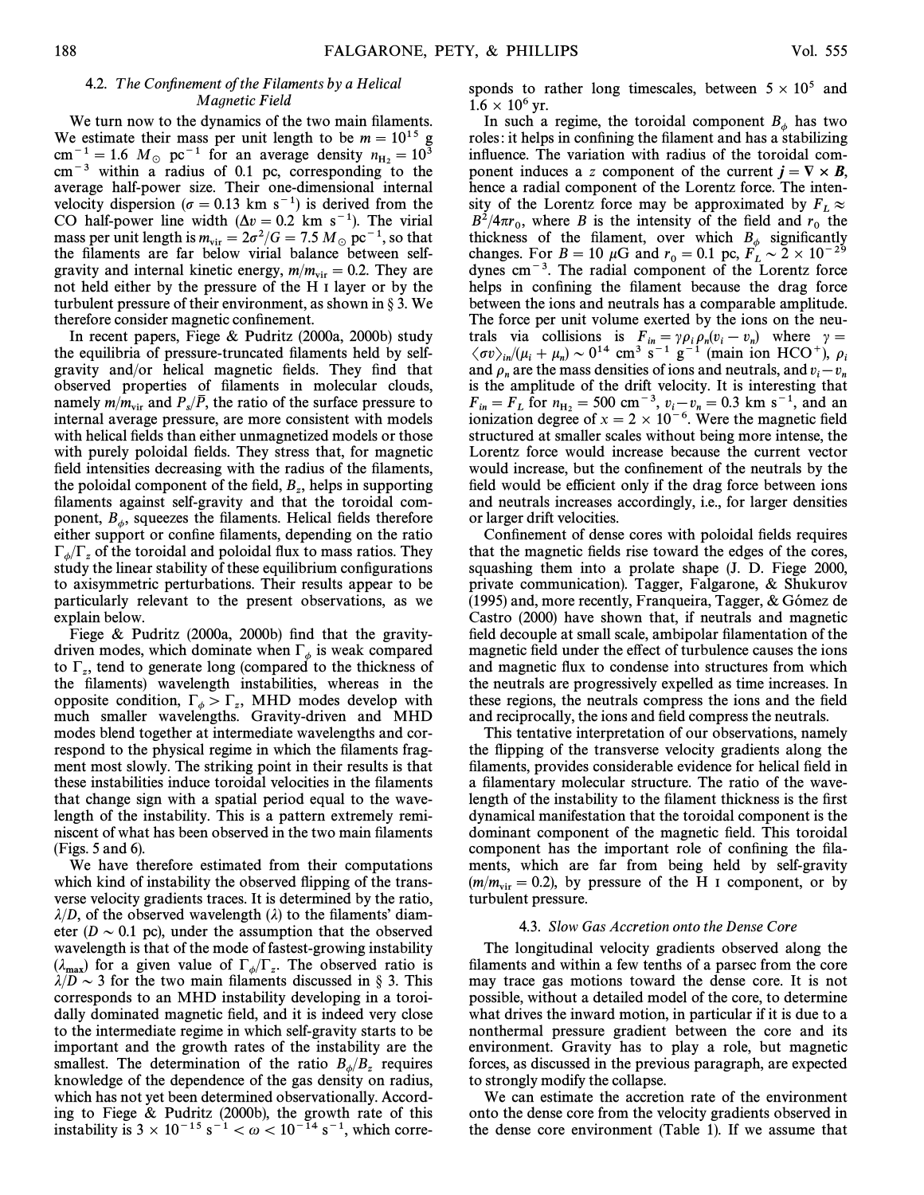### 4.2. *The Confinement of the Filaments by a Helical Magnetic Field*

We turn now to the dynamics of the two main filaments. We estimate their mass per unit length to be $m = 10^{15}$ g cm$^{-1}$ = 1.6 $M_\odot$ pc$^{-1}$ for an average density $n_{H_2} = 10^3$ cm$^{-3}$ within a radius of 0.1 pc, corresponding to the average half-power size. Their one-dimensional internal velocity dispersion ($\sigma = 0.13$ km s$^{-1}$) is derived from the CO half-power line width ($\Delta v = 0.2$ km s$^{-1}$). The virial mass per unit length is $m_{vir} = 2\sigma^2/G = 7.5\ M_\odot$ pc$^{-1}$, so that the filaments are far below virial balance between self-gravity and internal kinetic energy, $m/m_{vir} = 0.2$. They are not held either by the pressure of the H I layer or by the turbulent pressure of their environment, as shown in § 3. We therefore consider magnetic confinement.

In recent papers, Fiege & Pudritz (2000a, 2000b) study the equilibria of pressure-truncated filaments held by self-gravity and/or helical magnetic fields. They find that observed properties of filaments in molecular clouds, namely $m/m_{vir}$ and $P_s/\bar{P}$, the ratio of the surface pressure to internal average pressure, are more consistent with models with helical fields than either unmagnetized models or those with purely poloidal fields. They stress that, for magnetic field intensities decreasing with the radius of the filaments, the poloidal component of the field, $B_z$, helps in supporting filaments against self-gravity and that the toroidal component, $B_\phi$, squeezes the filaments. Helical fields therefore either support or confine filaments, depending on the ratio $\Gamma_\phi/\Gamma_z$ of the toroidal and poloidal flux to mass ratios. They study the linear stability of these equilibrium configurations to axisymmetric perturbations. Their results appear to be particularly relevant to the present observations, as we explain below.

Fiege & Pudritz (2000a, 2000b) find that the gravity-driven modes, which dominate when $\Gamma_\phi$ is weak compared to $\Gamma_z$, tend to generate long (compared to the thickness of the filaments) wavelength instabilities, whereas in the opposite condition, $\Gamma_\phi > \Gamma_z$, MHD modes develop with much smaller wavelengths. Gravity-driven and MHD modes blend together at intermediate wavelengths and correspond to the physical regime in which the filaments fragment most slowly. The striking point in their results is that these instabilities induce toroidal velocities in the filaments that change sign with a spatial period equal to the wavelength of the instability. This is a pattern extremely reminiscent of what has been observed in the two main filaments (Figs. 5 and 6).

We have therefore estimated from their computations which kind of instability the observed flipping of the transverse velocity gradients traces. It is determined by the ratio, $\lambda/D$, of the observed wavelength ($\lambda$) to the filaments' diameter ($D \sim 0.1$ pc), under the assumption that the observed wavelength is that of the mode of fastest-growing instability ($\lambda_{max}$) for a given value of $\Gamma_\phi/\Gamma_z$. The observed ratio is $\lambda/D \sim 3$ for the two main filaments discussed in § 3. This corresponds to an MHD instability developing in a toroidally dominated magnetic field, and it is indeed very close to the intermediate regime in which self-gravity starts to be important and the growth rates of the instability are the smallest. The determination of the ratio $B_\phi/B_z$ requires knowledge of the dependence of the gas density on radius, which has not yet been determined observationally. According to Fiege & Pudritz (2000b), the growth rate of this instability is $3 \times 10^{-15}$ s$^{-1}$ $< \omega < 10^{-14}$ s$^{-1}$, which corresponds to rather long timescales, between $5 \times 10^5$ and $1.6 \times 10^6$ yr.

In such a regime, the toroidal component $B_\phi$ has two roles: it helps in confining the filament and has a stabilizing influence. The variation with radius of the toroidal component induces a $z$ component of the current $\boldsymbol{j} = \nabla \times \boldsymbol{B}$, hence a radial component of the Lorentz force. The intensity of the Lorentz force may be approximated by $F_L \approx B^2/4\pi r_0$, where $B$ is the intensity of the field and $r_0$ the thickness of the filament, over which $B_\phi$ significantly changes. For $B = 10\ \mu$G and $r_0 = 0.1$ pc, $F_L \sim 2 \times 10^{-29}$ dynes cm$^{-3}$. The radial component of the Lorentz force helps in confining the filament because the drag force between the ions and neutrals has a comparable amplitude. The force per unit volume exerted by the ions on the neutrals via collisions is $F_{in} = \gamma \rho_i \rho_n (v_i - v_n)$ where $\gamma = \langle \sigma v \rangle_{in}/(\mu_i + \mu_n) \sim 0^{14}$ cm$^3$ s$^{-1}$ g$^{-1}$ (main ion HCO$^+$), $\rho_i$ and $\rho_n$ are the mass densities of ions and neutrals, and $v_i - v_n$ is the amplitude of the drift velocity. It is interesting that $F_{in} = F_L$ for $n_{H_2} = 500$ cm$^{-3}$, $v_i - v_n = 0.3$ km s$^{-1}$, and an ionization degree of $x = 2 \times 10^{-6}$. Were the magnetic field structured at smaller scales without being more intense, the Lorentz force would increase because the current vector would increase, but the confinement of the neutrals by the field would be efficient only if the drag force between ions and neutrals increases accordingly, i.e., for larger densities or larger drift velocities.

Confinement of dense cores with poloidal fields requires that the magnetic fields rise toward the edges of the cores, squashing them into a prolate shape (J. D. Fiege 2000, private communication). Tagger, Falgarone, & Shukurov (1995) and, more recently, Franqueira, Tagger, & Gómez de Castro (2000) have shown that, if neutrals and magnetic field decouple at small scale, ambipolar filamentation of the magnetic field under the effect of turbulence causes the ions and magnetic flux to condense into structures from which the neutrals are progressively expelled as time increases. In these regions, the neutrals compress the ions and the field and reciprocally, the ions and field compress the neutrals.

This tentative interpretation of our observations, namely the flipping of the transverse velocity gradients along the filaments, provides considerable evidence for helical field in a filamentary molecular structure. The ratio of the wavelength of the instability to the filament thickness is the first dynamical manifestation that the toroidal component is the dominant component of the magnetic field. This toroidal component has the important role of confining the filaments, which are far from being held by self-gravity ($m/m_{vir} = 0.2$), by pressure of the H I component, or by turbulent pressure.

### 4.3. *Slow Gas Accretion onto the Dense Core*

The longitudinal velocity gradients observed along the filaments and within a few tenths of a parsec from the core may trace gas motions toward the dense core. It is not possible, without a detailed model of the core, to determine what drives the inward motion, in particular if it is due to a nonthermal pressure gradient between the core and its environment. Gravity has to play a role, but magnetic forces, as discussed in the previous paragraph, are expected to strongly modify the collapse.

We can estimate the accretion rate of the environment onto the dense core from the velocity gradients observed in the dense core environment (Table 1). If we assume that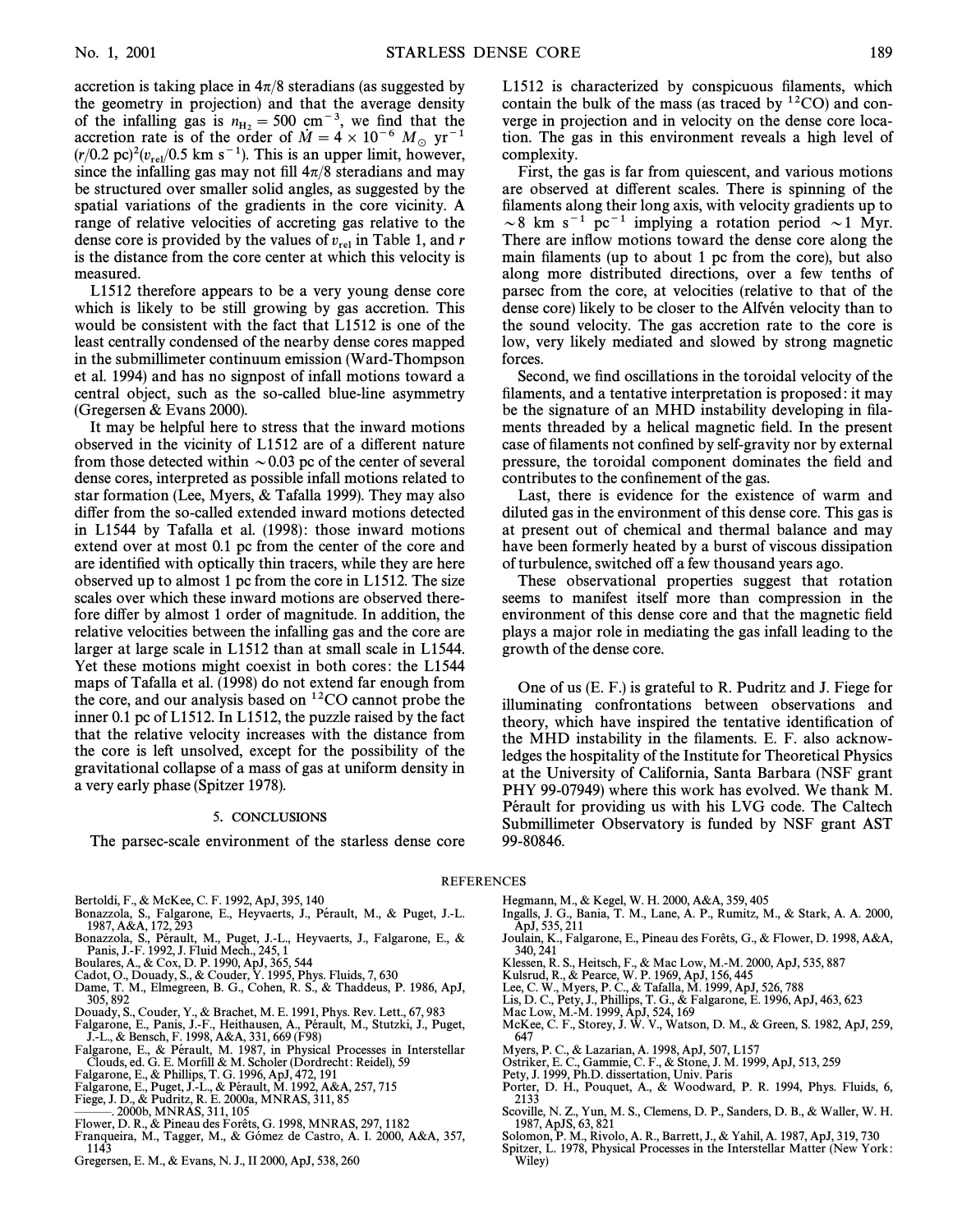accretion is taking place in $4\pi/8$ steradians (as suggested by the geometry in projection) and that the average density of the infalling gas is $n_{H_2} = 500$ cm$^{-3}$, we find that the accretion rate is of the order of $\dot{M} = 4 \times 10^{-6}\ M_\odot$ yr$^{-1}$ $(r/0.2\ \text{pc})^2(v_{\text{rel}}/0.5\ \text{km s}^{-1})$. This is an upper limit, however, since the infalling gas may not fill $4\pi/8$ steradians and may be structured over smaller solid angles, as suggested by the spatial variations of the gradients in the core vicinity. A range of relative velocities of accreting gas relative to the dense core is provided by the values of $v_{\text{rel}}$ in Table 1, and $r$ is the distance from the core center at which this velocity is measured.

L1512 therefore appears to be a very young dense core which is likely to be still growing by gas accretion. This would be consistent with the fact that L1512 is one of the least centrally condensed of the nearby dense cores mapped in the submillimeter continuum emission (Ward-Thompson et al. 1994) and has no signpost of infall motions toward a central object, such as the so-called blue-line asymmetry (Gregersen & Evans 2000).

It may be helpful here to stress that the inward motions observed in the vicinity of L1512 are of a different nature from those detected within ~0.03 pc of the center of several dense cores, interpreted as possible infall motions related to star formation (Lee, Myers, & Tafalla 1999). They may also differ from the so-called extended inward motions detected in L1544 by Tafalla et al. (1998): those inward motions extend over at most 0.1 pc from the center of the core and are identified with optically thin tracers, while they are here observed up to almost 1 pc from the core in L1512. The size scales over which these inward motions are observed therefore differ by almost 1 order of magnitude. In addition, the relative velocities between the infalling gas and the core are larger at large scale in L1512 than at small scale in L1544. Yet these motions might coexist in both cores: the L1544 maps of Tafalla et al. (1998) do not extend far enough from the core, and our analysis based on $^{12}$CO cannot probe the inner 0.1 pc of L1512. In L1512, the puzzle raised by the fact that the relative velocity increases with the distance from the core is left unsolved, except for the possibility of the gravitational collapse of a mass of gas at uniform density in a very early phase (Spitzer 1978).

## 5. CONCLUSIONS

The parsec-scale environment of the starless dense core L1512 is characterized by conspicuous filaments, which contain the bulk of the mass (as traced by $^{12}$CO) and converge in projection and in velocity on the dense core location. The gas in this environment reveals a high level of complexity.

First, the gas is far from quiescent, and various motions are observed at different scales. There is spinning of the filaments along their long axis, with velocity gradients up to ~8 km s$^{-1}$ pc$^{-1}$ implying a rotation period ~1 Myr. There are inflow motions toward the dense core along the main filaments (up to about 1 pc from the core), but also along more distributed directions, over a few tenths of parsec from the core, at velocities (relative to that of the dense core) likely to be closer to the Alfvén velocity than to the sound velocity. The gas accretion rate to the core is low, very likely mediated and slowed by strong magnetic forces.

Second, we find oscillations in the toroidal velocity of the filaments, and a tentative interpretation is proposed: it may be the signature of an MHD instability developing in filaments threaded by a helical magnetic field. In the present case of filaments not confined by self-gravity nor by external pressure, the toroidal component dominates the field and contributes to the confinement of the gas.

Last, there is evidence for the existence of warm and diluted gas in the environment of this dense core. This gas is at present out of chemical and thermal balance and may have been formerly heated by a burst of viscous dissipation of turbulence, switched off a few thousand years ago.

These observational properties suggest that rotation seems to manifest itself more than compression in the environment of this dense core and that the magnetic field plays a major role in mediating the gas infall leading to the growth of the dense core.

One of us (E. F.) is grateful to R. Pudritz and J. Fiege for illuminating confrontations between observations and theory, which have inspired the tentative identification of the MHD instability in the filaments. E. F. also acknowledges the hospitality of the Institute for Theoretical Physics at the University of California, Santa Barbara (NSF grant PHY 99-07949) where this work has evolved. We thank M. Pérault for providing us with his LVG code. The Caltech Submillimeter Observatory is funded by NSF grant AST 99-80846.

## REFERENCES

Bertoldi, F., & McKee, C. F. 1992, ApJ, 395, 140
Bonazzola, S., Falgarone, E., Heyvaerts, J., Pérault, M., & Puget, J.-L. 1987, A&A, 172, 293
Bonazzola, S., Pérault, M., Puget, J.-L., Heyvaerts, J., Falgarone, E., & Panis, J.-F. 1992, J. Fluid Mech., 245, 1
Boulares, A., & Cox, D. P. 1990, ApJ, 365, 544
Cadot, O., Douady, S., & Couder, Y. 1995, Phys. Fluids, 7, 630
Dame, T. M., Elmegreen, B. G., Cohen, R. S., & Thaddeus, P. 1986, ApJ, 305, 892
Douady, S., Couder, Y., & Brachet, M. E. 1991, Phys. Rev. Lett., 67, 983
Falgarone, E., Panis, J.-F., Heithausen, A., Pérault, M., Stutzki, J., Puget, J.-L., & Bensch, F. 1998, A&A, 331, 669 (F98)
Falgarone, E., & Pérault, M. 1987, in Physical Processes in Interstellar Clouds, ed. G. E. Morfill & M. Scholer (Dordrecht: Reidel), 59
Falgarone, E., & Phillips, T. G. 1996, ApJ, 472, 191
Falgarone, E., Puget, J.-L., & Pérault, M. 1992, A&A, 257, 715
Fiege, J. D., & Pudritz, R. E. 2000a, MNRAS, 311, 85
———. 2000b, MNRAS, 311, 105
Flower, D. R., & Pineau des Forêts, G. 1998, MNRAS, 297, 1182
Franqueira, M., Tagger, M., & Gómez de Castro, A. I. 2000, A&A, 357, 1143
Gregersen, E. M., & Evans, N. J., II 2000, ApJ, 538, 260
Hegmann, M., & Kegel, W. H. 2000, A&A, 359, 405
Ingalls, J. G., Bania, T. M., Lane, A. P., Rumitz, M., & Stark, A. A. 2000, ApJ, 535, 211
Joulain, K., Falgarone, E., Pineau des Forêts, G., & Flower, D. 1998, A&A, 340, 241
Klessen, R. S., Heitsch, F., & Mac Low, M.-M. 2000, ApJ, 535, 887
Kulsrud, R., & Pearce, W. P. 1969, ApJ, 156, 445
Lee, C. W., Myers, P. C., & Tafalla, M. 1999, ApJ, 526, 788
Lis, D. C., Pety, J., Phillips, T. G., & Falgarone, E. 1996, ApJ, 463, 623
Mac Low, M.-M. 1999, ApJ, 524, 169
McKee, C. F., Storey, J. W. V., Watson, D. M., & Green, S. 1982, ApJ, 259, 647
Myers, P. C., & Lazarian, A. 1998, ApJ, 507, L157
Ostriker, E. C., Gammie, C. F., & Stone, J. M. 1999, ApJ, 513, 259
Pety, J. 1999, Ph.D. dissertation, Univ. Paris
Porter, D. H., Pouquet, A., & Woodward, P. R. 1994, Phys. Fluids, 6, 2133
Scoville, N. Z., Yun, M. S., Clemens, D. P., Sanders, D. B., & Waller, W. H. 1987, ApJS, 63, 821
Solomon, P. M., Rivolo, A. R., Barrett, J., & Yahil, A. 1987, ApJ, 319, 730
Spitzer, L. 1978, Physical Processes in the Interstellar Matter (New York: Wiley)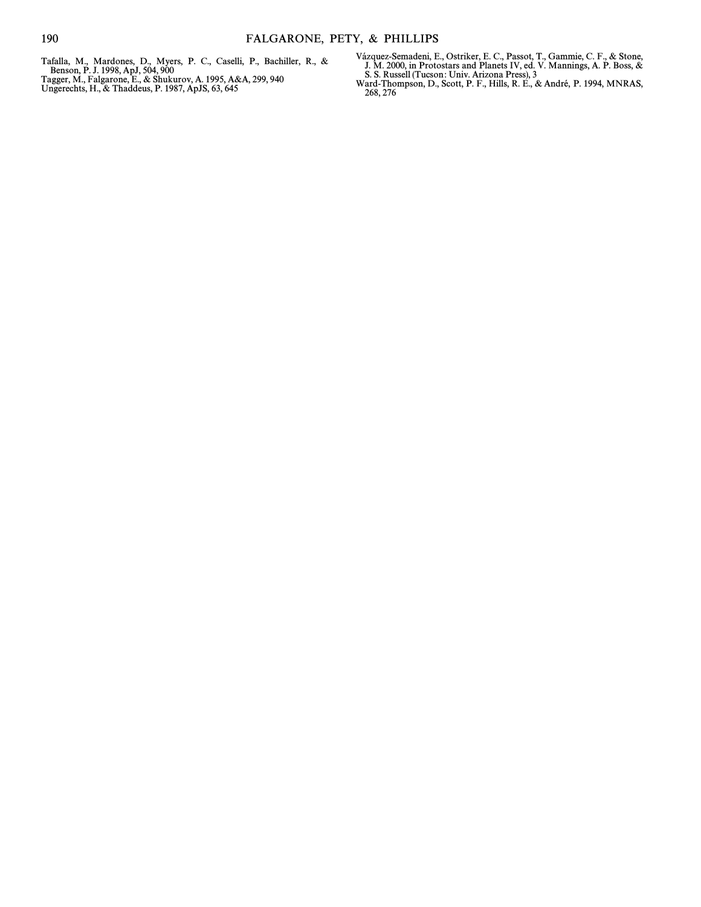Tafalla, M., Mardones, D., Myers, P. C., Caselli, P., Bachiller, R., & Benson, P. J. 1998, ApJ, 504, 900

Tagger, M., Falgarone, E., & Shukurov, A. 1995, A&A, 299, 940

Ungerechts, H., & Thaddeus, P. 1987, ApJS, 63, 645

Vázquez-Semadeni, E., Ostriker, E. C., Passot, T., Gammie, C. F., & Stone, J. M. 2000, in Protostars and Planets IV, ed. V. Mannings, A. P. Boss, & S. S. Russell (Tucson: Univ. Arizona Press), 3

Ward-Thompson, D., Scott, P. F., Hills, R. E., & André, P. 1994, MNRAS, 268, 276